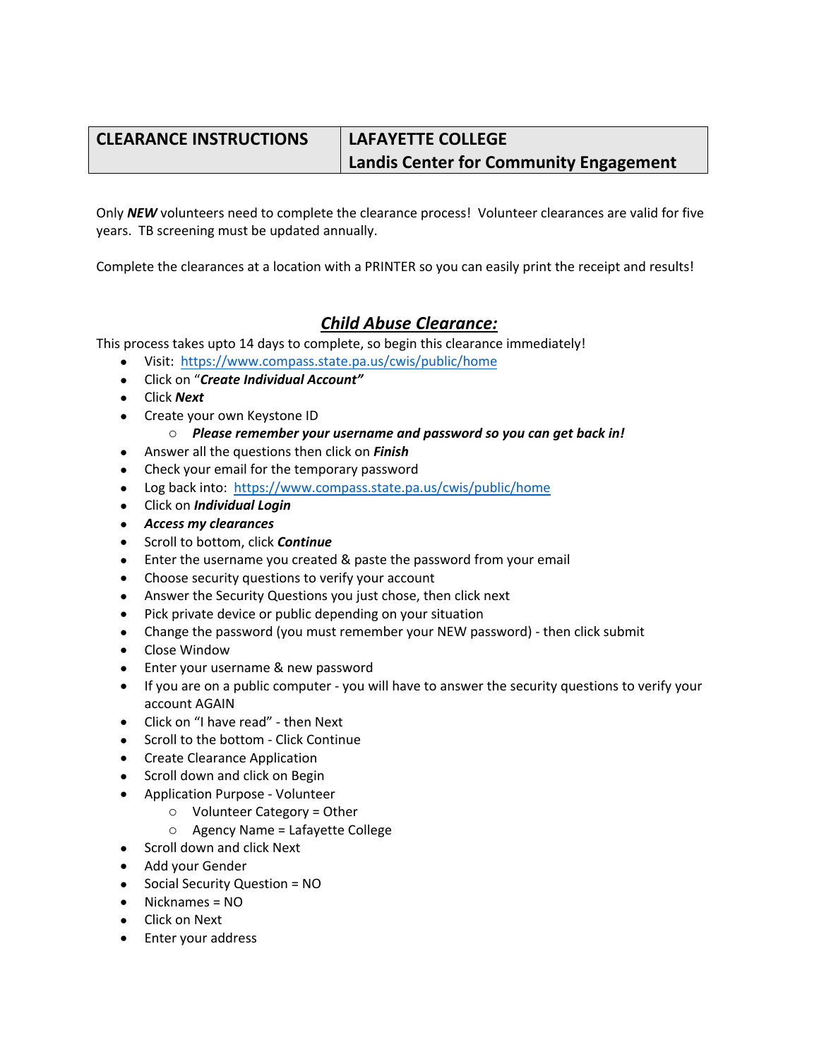| CLEARANCE INSTRUCTIONS | LAFAYETTE COLLEGE<br>Landis Center for Community Engagement |
|---|---|

Only ***NEW*** volunteers need to complete the clearance process! Volunteer clearances are valid for five years. TB screening must be updated annually.

Complete the clearances at a location with a PRINTER so you can easily print the receipt and results!

## ***Child Abuse Clearance:***

This process takes upto 14 days to complete, so begin this clearance immediately!

- Visit: https://www.compass.state.pa.us/cwis/public/home
- Click on "***Create Individual Account"***
- Click ***Next***
- Create your own Keystone ID
    - ***Please remember your username and password so you can get back in!***
- Answer all the questions then click on ***Finish***
- Check your email for the temporary password
- Log back into: https://www.compass.state.pa.us/cwis/public/home
- Click on ***Individual Login***
- ***Access my clearances***
- Scroll to bottom, click ***Continue***
- Enter the username you created & paste the password from your email
- Choose security questions to verify your account
- Answer the Security Questions you just chose, then click next
- Pick private device or public depending on your situation
- Change the password (you must remember your NEW password) - then click submit
- Close Window
- Enter your username & new password
- If you are on a public computer - you will have to answer the security questions to verify your account AGAIN
- Click on "I have read" - then Next
- Scroll to the bottom - Click Continue
- Create Clearance Application
- Scroll down and click on Begin
- Application Purpose - Volunteer
    - Volunteer Category = Other
    - Agency Name = Lafayette College
- Scroll down and click Next
- Add your Gender
- Social Security Question = NO
- Nicknames = NO
- Click on Next
- Enter your address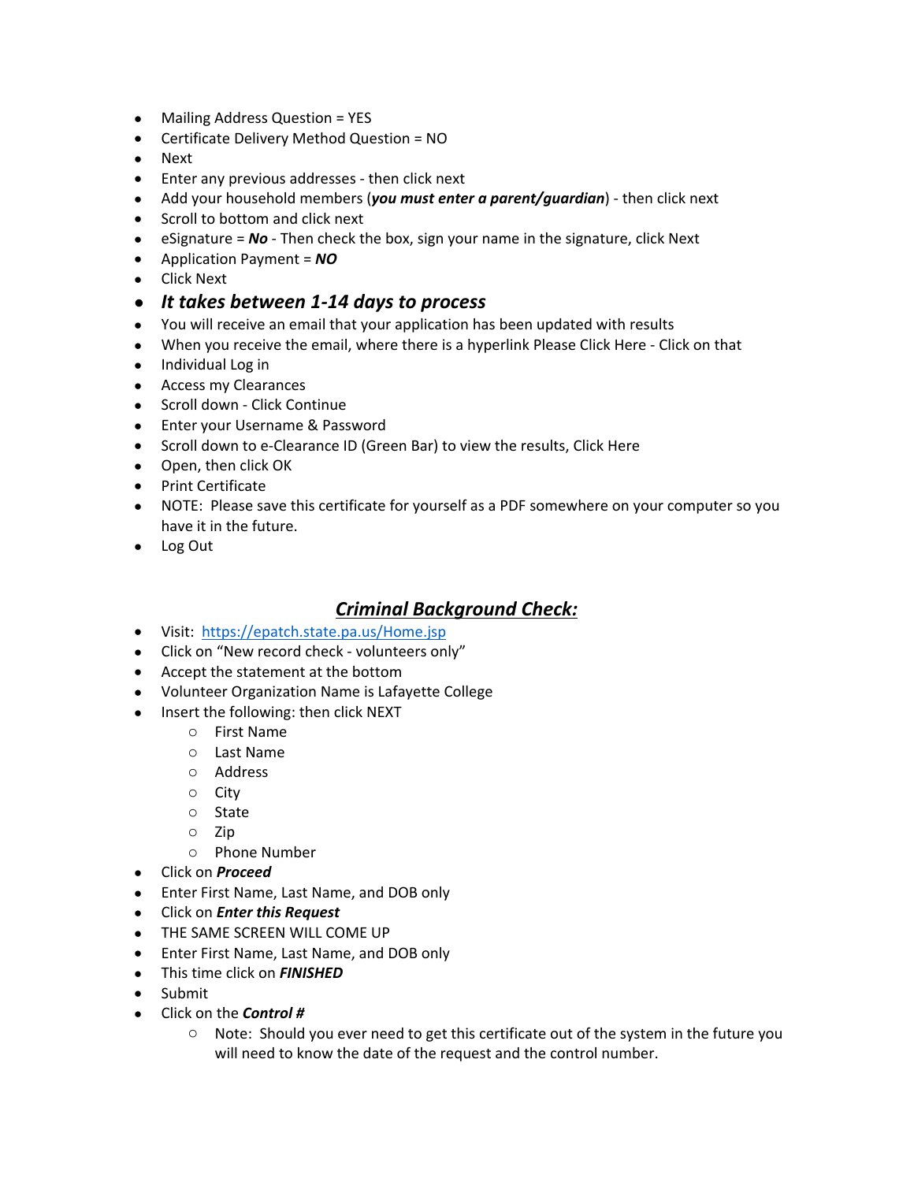- Mailing Address Question = YES
- Certificate Delivery Method Question = NO
- Next
- Enter any previous addresses - then click next
- Add your household members (***you must enter a parent/guardian***) - then click next
- Scroll to bottom and click next
- eSignature = ***No*** - Then check the box, sign your name in the signature, click Next
- Application Payment = ***NO***
- Click Next
- ***It takes between 1-14 days to process***
- You will receive an email that your application has been updated with results
- When you receive the email, where there is a hyperlink Please Click Here - Click on that
- Individual Log in
- Access my Clearances
- Scroll down - Click Continue
- Enter your Username & Password
- Scroll down to e-Clearance ID (Green Bar) to view the results, Click Here
- Open, then click OK
- Print Certificate
- NOTE: Please save this certificate for yourself as a PDF somewhere on your computer so you have it in the future.
- Log Out

## ***Criminal Background Check:***

- Visit: [https://epatch.state.pa.us/Home.jsp](https://epatch.state.pa.us/Home.jsp)
- Click on "New record check - volunteers only"
- Accept the statement at the bottom
- Volunteer Organization Name is Lafayette College
- Insert the following: then click NEXT
    - First Name
    - Last Name
    - Address
    - City
    - State
    - Zip
    - Phone Number
- Click on ***Proceed***
- Enter First Name, Last Name, and DOB only
- Click on ***Enter this Request***
- THE SAME SCREEN WILL COME UP
- Enter First Name, Last Name, and DOB only
- This time click on ***FINISHED***
- Submit
- Click on the ***Control #***
    - Note: Should you ever need to get this certificate out of the system in the future you will need to know the date of the request and the control number.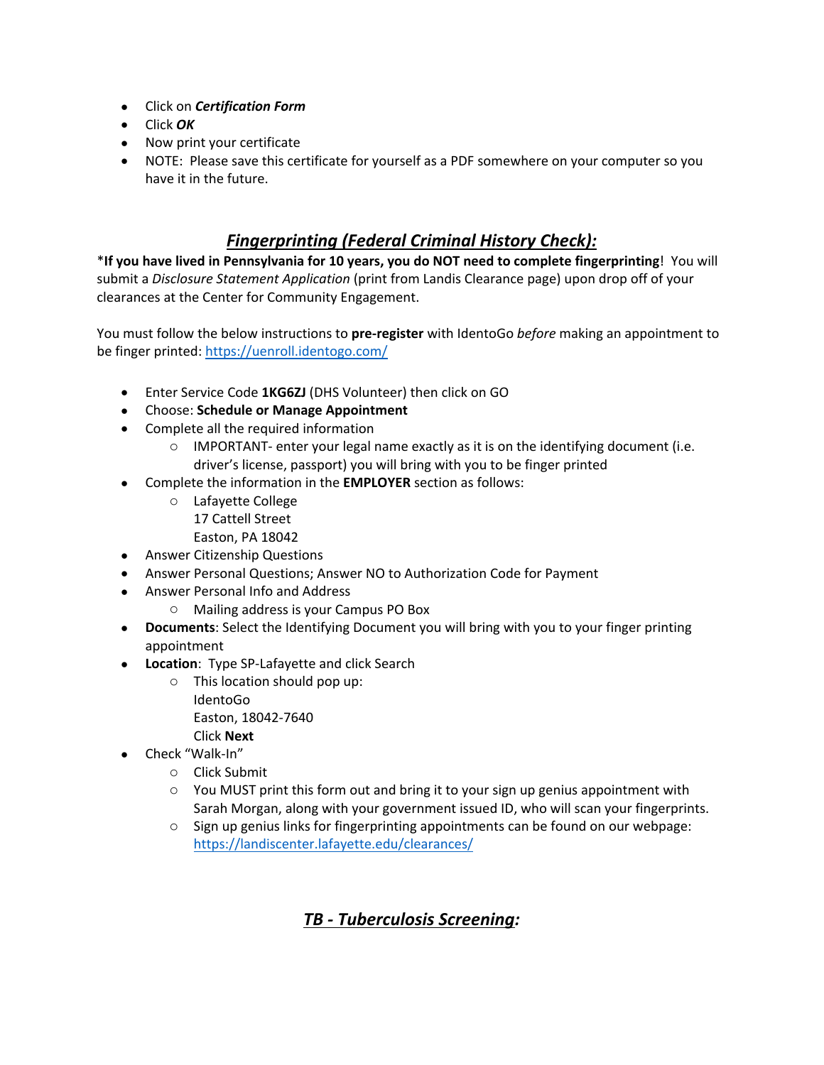- Click on ***Certification Form***
- Click ***OK***
- Now print your certificate
- NOTE: Please save this certificate for yourself as a PDF somewhere on your computer so you have it in the future.

## ***Fingerprinting (Federal Criminal History Check):***

***If you have lived in Pennsylvania for 10 years, you do NOT need to complete fingerprinting**! You will submit a *Disclosure Statement Application* (print from Landis Clearance page) upon drop off of your clearances at the Center for Community Engagement.

You must follow the below instructions to **pre-register** with IdentoGo *before* making an appointment to be finger printed: https://uenroll.identogo.com/

- Enter Service Code **1KG6ZJ** (DHS Volunteer) then click on GO
- Choose: **Schedule or Manage Appointment**
- Complete all the required information
  - IMPORTANT- enter your legal name exactly as it is on the identifying document (i.e. driver's license, passport) you will bring with you to be finger printed
- Complete the information in the **EMPLOYER** section as follows:
  - Lafayette College
    17 Cattell Street
    Easton, PA 18042
- Answer Citizenship Questions
- Answer Personal Questions; Answer NO to Authorization Code for Payment
- Answer Personal Info and Address
  - Mailing address is your Campus PO Box
- **Documents**: Select the Identifying Document you will bring with you to your finger printing appointment
- **Location**: Type SP-Lafayette and click Search
  - This location should pop up:
    IdentoGo
    Easton, 18042-7640
    Click **Next**
- Check "Walk-In"
  - Click Submit
  - You MUST print this form out and bring it to your sign up genius appointment with Sarah Morgan, along with your government issued ID, who will scan your fingerprints.
  - Sign up genius links for fingerprinting appointments can be found on our webpage: https://landiscenter.lafayette.edu/clearances/

## ***TB - Tuberculosis Screening:***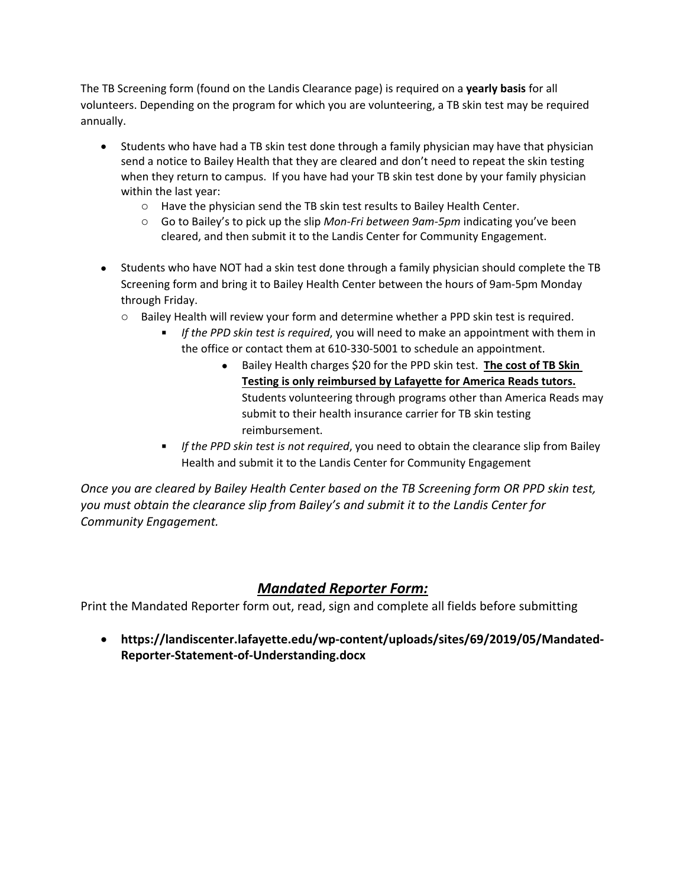The TB Screening form (found on the Landis Clearance page) is required on a **yearly basis** for all volunteers. Depending on the program for which you are volunteering, a TB skin test may be required annually.

- Students who have had a TB skin test done through a family physician may have that physician send a notice to Bailey Health that they are cleared and don't need to repeat the skin testing when they return to campus. If you have had your TB skin test done by your family physician within the last year:
  - Have the physician send the TB skin test results to Bailey Health Center.
  - Go to Bailey's to pick up the slip *Mon-Fri between 9am-5pm* indicating you've been cleared, and then submit it to the Landis Center for Community Engagement.

- Students who have NOT had a skin test done through a family physician should complete the TB Screening form and bring it to Bailey Health Center between the hours of 9am-5pm Monday through Friday.
  - Bailey Health will review your form and determine whether a PPD skin test is required.
    - *If the PPD skin test is required*, you will need to make an appointment with them in the office or contact them at 610-330-5001 to schedule an appointment.
      - Bailey Health charges $20 for the PPD skin test. **<u>The cost of TB Skin Testing is only reimbursed by Lafayette for America Reads tutors.</u>** Students volunteering through programs other than America Reads may submit to their health insurance carrier for TB skin testing reimbursement.
    - *If the PPD skin test is not required*, you need to obtain the clearance slip from Bailey Health and submit it to the Landis Center for Community Engagement

*Once you are cleared by Bailey Health Center based on the TB Screening form OR PPD skin test, you must obtain the clearance slip from Bailey's and submit it to the Landis Center for Community Engagement.*

## ***<u>Mandated Reporter Form:</u>***

Print the Mandated Reporter form out, read, sign and complete all fields before submitting

- **https://landiscenter.lafayette.edu/wp-content/uploads/sites/69/2019/05/Mandated-Reporter-Statement-of-Understanding.docx**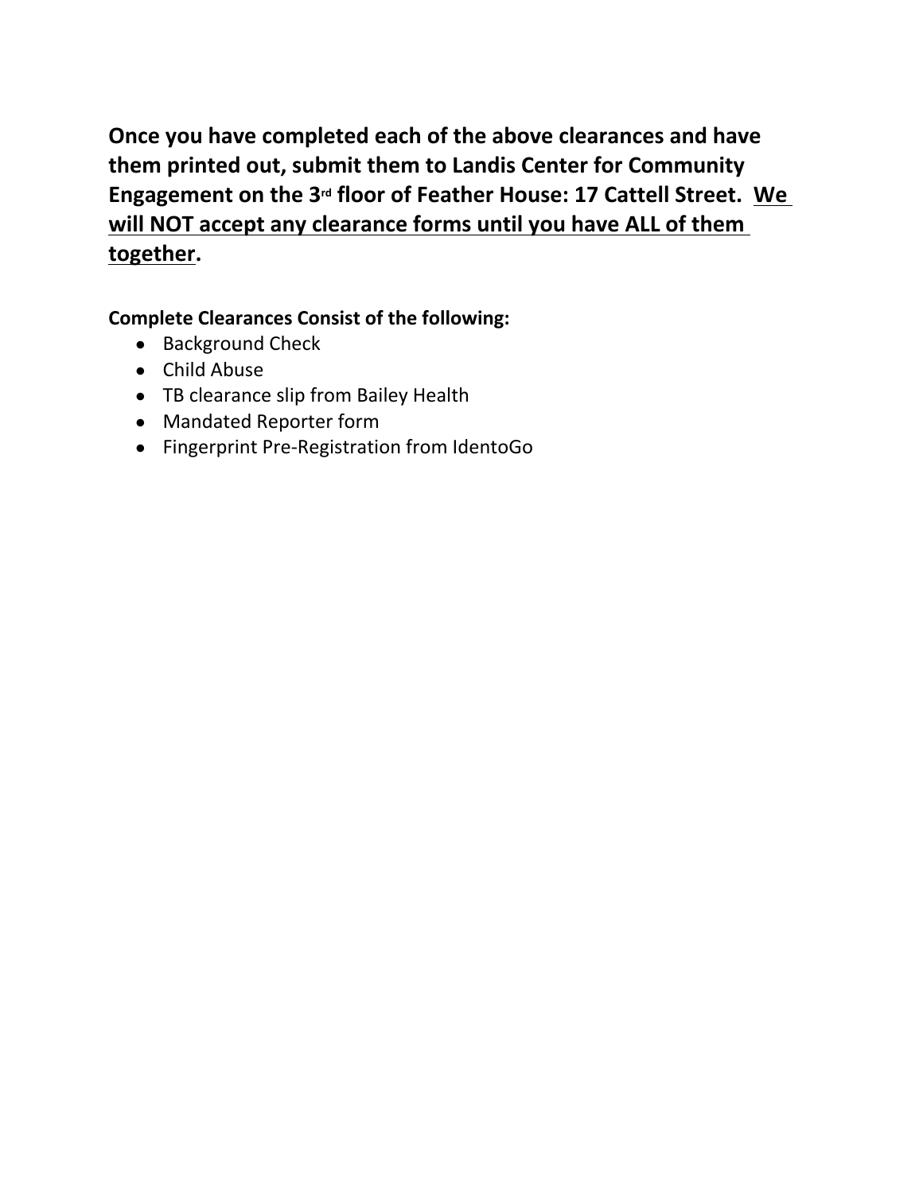**Once you have completed each of the above clearances and have them printed out, submit them to Landis Center for Community Engagement on the 3rd floor of Feather House: 17 Cattell Street. <u>We will NOT accept any clearance forms until you have ALL of them together</u>.**

**Complete Clearances Consist of the following:**

- Background Check
- Child Abuse
- TB clearance slip from Bailey Health
- Mandated Reporter form
- Fingerprint Pre-Registration from IdentoGo